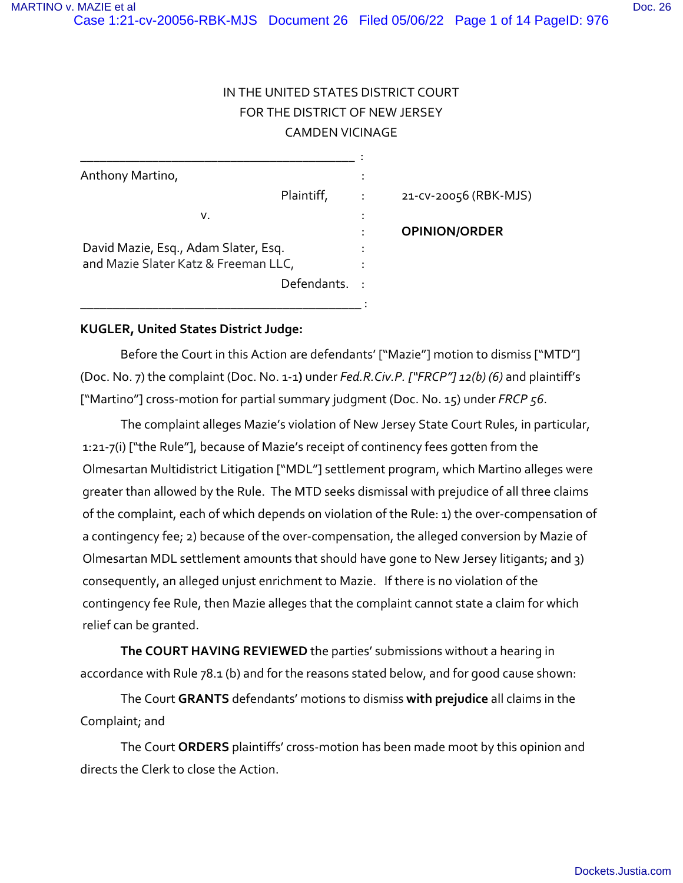IN THE UNITED STATES DISTRICT COURT
FOR THE DISTRICT OF NEW JERSEY
CAMDEN VICINAGE

| | |
|---|---|
| Anthony Martino, Plaintiff, v. David Mazie, Esq., Adam Slater, Esq. and Mazie Slater Katz & Freeman LLC, Defendants. | 21-cv-20056 (RBK-MJS) **OPINION/ORDER** |

**KUGLER, United States District Judge:**

Before the Court in this Action are defendants' ["Mazie"] motion to dismiss ["MTD"] (Doc. No. 7) the complaint (Doc. No. 1-1**)** under *Fed.R.Civ.P. ["FRCP"] 12(b) (6)* and plaintiff's ["Martino"] cross-motion for partial summary judgment (Doc. No. 15) under *FRCP 56*.

The complaint alleges Mazie's violation of New Jersey State Court Rules, in particular, 1:21-7(i) ["the Rule"], because of Mazie's receipt of continency fees gotten from the Olmesartan Multidistrict Litigation ["MDL"] settlement program, which Martino alleges were greater than allowed by the Rule. The MTD seeks dismissal with prejudice of all three claims of the complaint, each of which depends on violation of the Rule: 1) the over-compensation of a contingency fee; 2) because of the over-compensation, the alleged conversion by Mazie of Olmesartan MDL settlement amounts that should have gone to New Jersey litigants; and 3) consequently, an alleged unjust enrichment to Mazie. If there is no violation of the contingency fee Rule, then Mazie alleges that the complaint cannot state a claim for which relief can be granted.

**The COURT HAVING REVIEWED** the parties' submissions without a hearing in accordance with Rule 78.1 (b) and for the reasons stated below, and for good cause shown:

The Court **GRANTS** defendants' motions to dismiss **with prejudice** all claims in the Complaint; and

The Court **ORDERS** plaintiffs' cross-motion has been made moot by this opinion and directs the Clerk to close the Action.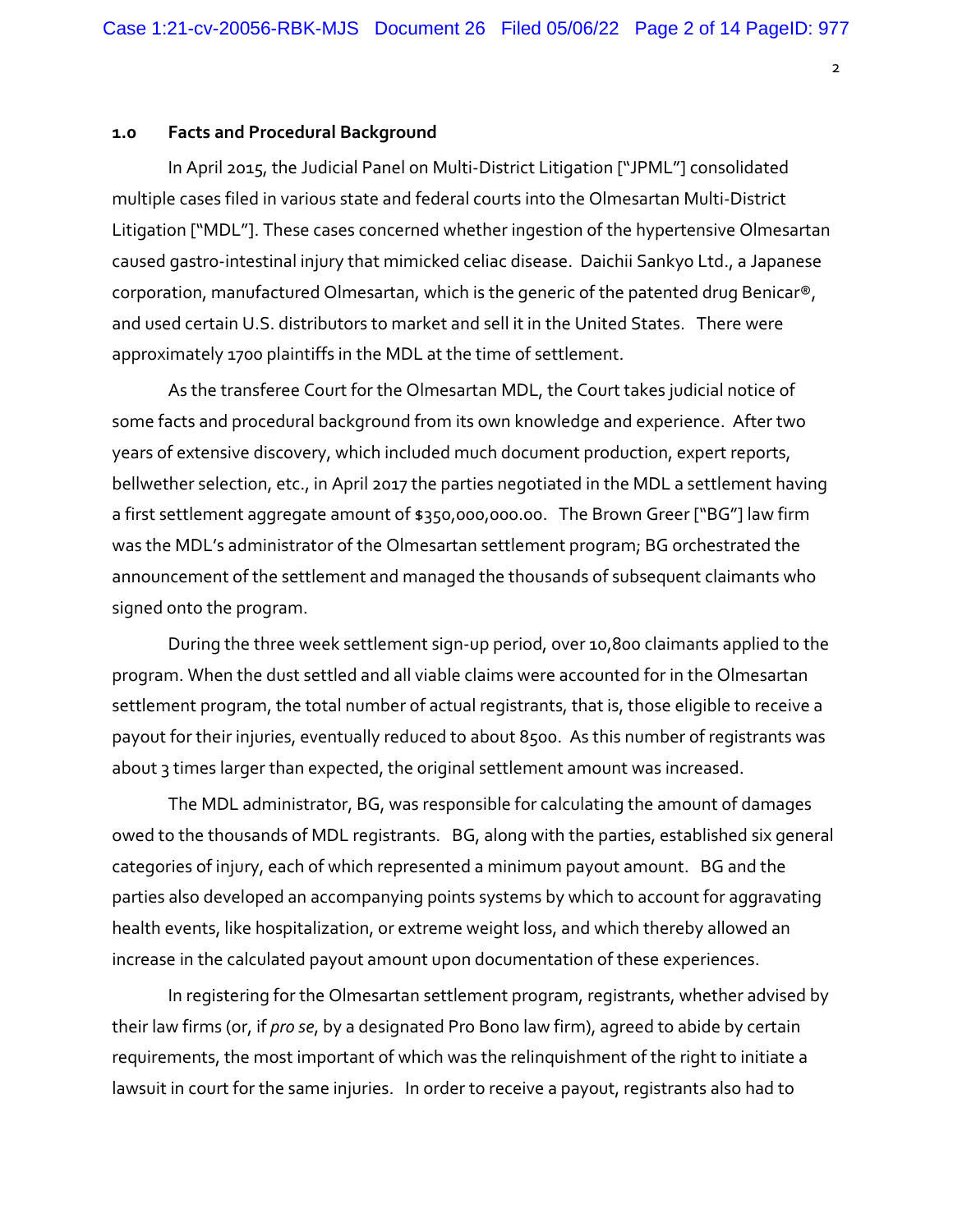## 1.0 Facts and Procedural Background

In April 2015, the Judicial Panel on Multi-District Litigation ["JPML"] consolidated multiple cases filed in various state and federal courts into the Olmesartan Multi-District Litigation ["MDL"]. These cases concerned whether ingestion of the hypertensive Olmesartan caused gastro-intestinal injury that mimicked celiac disease. Daichii Sankyo Ltd., a Japanese corporation, manufactured Olmesartan, which is the generic of the patented drug Benicar®, and used certain U.S. distributors to market and sell it in the United States. There were approximately 1700 plaintiffs in the MDL at the time of settlement.

As the transferee Court for the Olmesartan MDL, the Court takes judicial notice of some facts and procedural background from its own knowledge and experience. After two years of extensive discovery, which included much document production, expert reports, bellwether selection, etc., in April 2017 the parties negotiated in the MDL a settlement having a first settlement aggregate amount of $350,000,000.00. The Brown Greer ["BG"] law firm was the MDL's administrator of the Olmesartan settlement program; BG orchestrated the announcement of the settlement and managed the thousands of subsequent claimants who signed onto the program.

During the three week settlement sign-up period, over 10,800 claimants applied to the program. When the dust settled and all viable claims were accounted for in the Olmesartan settlement program, the total number of actual registrants, that is, those eligible to receive a payout for their injuries, eventually reduced to about 8500. As this number of registrants was about 3 times larger than expected, the original settlement amount was increased.

The MDL administrator, BG, was responsible for calculating the amount of damages owed to the thousands of MDL registrants. BG, along with the parties, established six general categories of injury, each of which represented a minimum payout amount. BG and the parties also developed an accompanying points systems by which to account for aggravating health events, like hospitalization, or extreme weight loss, and which thereby allowed an increase in the calculated payout amount upon documentation of these experiences.

In registering for the Olmesartan settlement program, registrants, whether advised by their law firms (or, if *pro se*, by a designated Pro Bono law firm), agreed to abide by certain requirements, the most important of which was the relinquishment of the right to initiate a lawsuit in court for the same injuries. In order to receive a payout, registrants also had to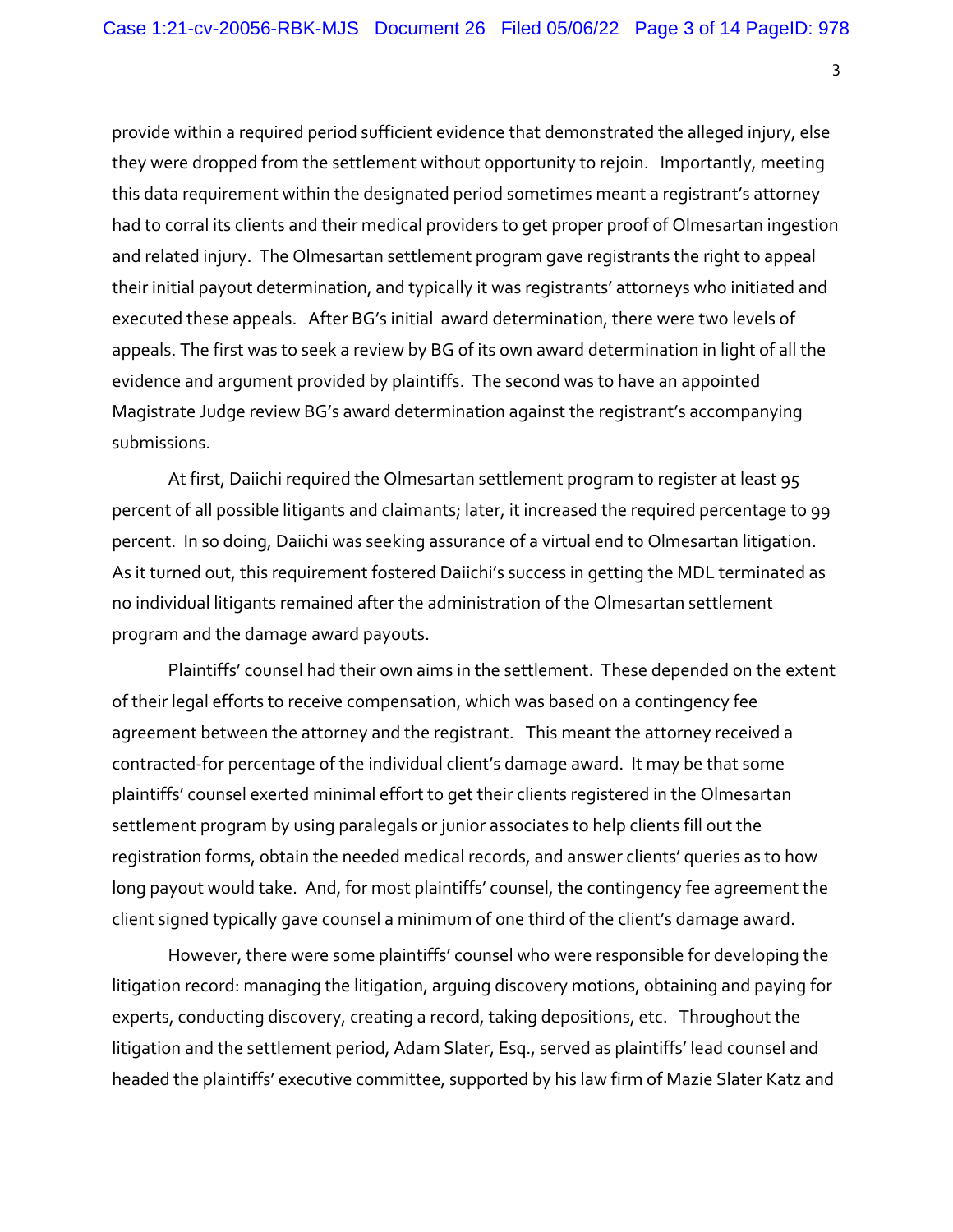provide within a required period sufficient evidence that demonstrated the alleged injury, else they were dropped from the settlement without opportunity to rejoin. Importantly, meeting this data requirement within the designated period sometimes meant a registrant's attorney had to corral its clients and their medical providers to get proper proof of Olmesartan ingestion and related injury. The Olmesartan settlement program gave registrants the right to appeal their initial payout determination, and typically it was registrants' attorneys who initiated and executed these appeals. After BG's initial award determination, there were two levels of appeals. The first was to seek a review by BG of its own award determination in light of all the evidence and argument provided by plaintiffs. The second was to have an appointed Magistrate Judge review BG's award determination against the registrant's accompanying submissions.

At first, Daiichi required the Olmesartan settlement program to register at least 95 percent of all possible litigants and claimants; later, it increased the required percentage to 99 percent. In so doing, Daiichi was seeking assurance of a virtual end to Olmesartan litigation. As it turned out, this requirement fostered Daiichi's success in getting the MDL terminated as no individual litigants remained after the administration of the Olmesartan settlement program and the damage award payouts.

Plaintiffs' counsel had their own aims in the settlement. These depended on the extent of their legal efforts to receive compensation, which was based on a contingency fee agreement between the attorney and the registrant. This meant the attorney received a contracted-for percentage of the individual client's damage award. It may be that some plaintiffs' counsel exerted minimal effort to get their clients registered in the Olmesartan settlement program by using paralegals or junior associates to help clients fill out the registration forms, obtain the needed medical records, and answer clients' queries as to how long payout would take. And, for most plaintiffs' counsel, the contingency fee agreement the client signed typically gave counsel a minimum of one third of the client's damage award.

However, there were some plaintiffs' counsel who were responsible for developing the litigation record: managing the litigation, arguing discovery motions, obtaining and paying for experts, conducting discovery, creating a record, taking depositions, etc. Throughout the litigation and the settlement period, Adam Slater, Esq., served as plaintiffs' lead counsel and headed the plaintiffs' executive committee, supported by his law firm of Mazie Slater Katz and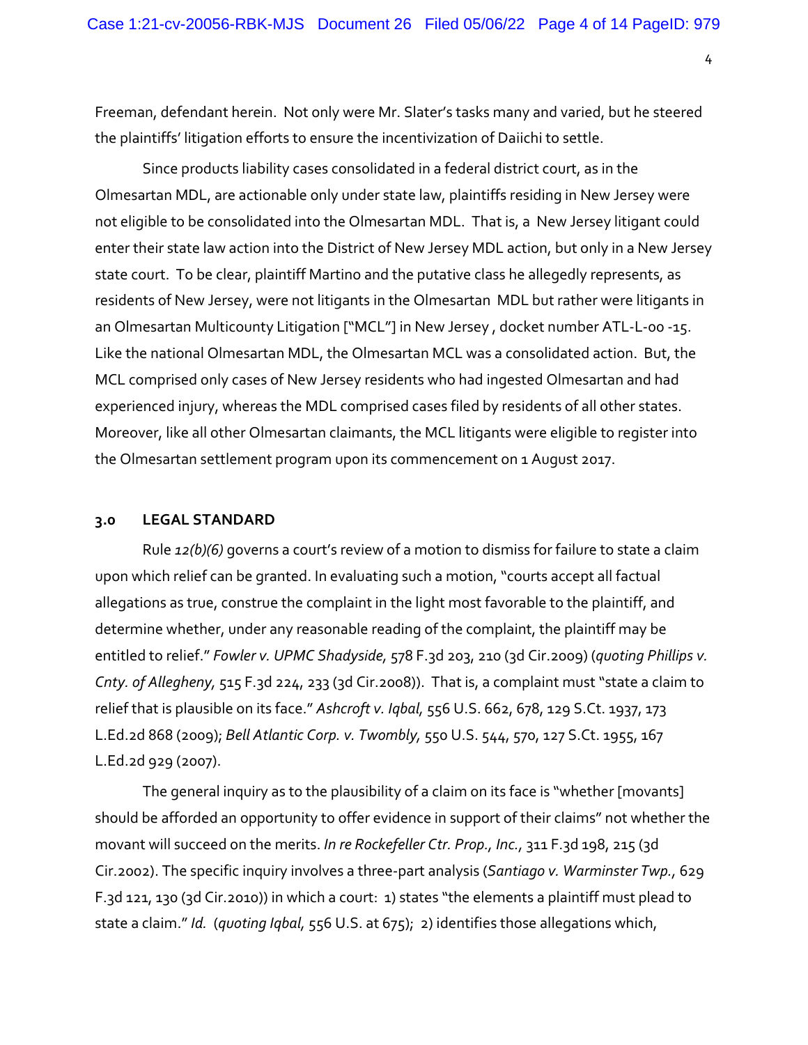Freeman, defendant herein. Not only were Mr. Slater's tasks many and varied, but he steered the plaintiffs' litigation efforts to ensure the incentivization of Daiichi to settle.

Since products liability cases consolidated in a federal district court, as in the Olmesartan MDL, are actionable only under state law, plaintiffs residing in New Jersey were not eligible to be consolidated into the Olmesartan MDL. That is, a New Jersey litigant could enter their state law action into the District of New Jersey MDL action, but only in a New Jersey state court. To be clear, plaintiff Martino and the putative class he allegedly represents, as residents of New Jersey, were not litigants in the Olmesartan MDL but rather were litigants in an Olmesartan Multicounty Litigation ["MCL"] in New Jersey , docket number ATL-L-00 -15. Like the national Olmesartan MDL, the Olmesartan MCL was a consolidated action. But, the MCL comprised only cases of New Jersey residents who had ingested Olmesartan and had experienced injury, whereas the MDL comprised cases filed by residents of all other states. Moreover, like all other Olmesartan claimants, the MCL litigants were eligible to register into the Olmesartan settlement program upon its commencement on 1 August 2017.

## 3.0 LEGAL STANDARD

Rule *12(b)(6)* governs a court's review of a motion to dismiss for failure to state a claim upon which relief can be granted. In evaluating such a motion, "courts accept all factual allegations as true, construe the complaint in the light most favorable to the plaintiff, and determine whether, under any reasonable reading of the complaint, the plaintiff may be entitled to relief." *Fowler v. UPMC Shadyside,* 578 F.3d 203, 210 (3d Cir.2009) (*quoting Phillips v. Cnty. of Allegheny,* 515 F.3d 224, 233 (3d Cir.2008)). That is, a complaint must "state a claim to relief that is plausible on its face." *Ashcroft v. Iqbal,* 556 U.S. 662, 678, 129 S.Ct. 1937, 173 L.Ed.2d 868 (2009); *Bell Atlantic Corp. v. Twombly,* 550 U.S. 544, 570, 127 S.Ct. 1955, 167 L.Ed.2d 929 (2007).

The general inquiry as to the plausibility of a claim on its face is "whether [movants] should be afforded an opportunity to offer evidence in support of their claims" not whether the movant will succeed on the merits. *In re Rockefeller Ctr. Prop., Inc.,* 311 F.3d 198, 215 (3d Cir.2002). The specific inquiry involves a three-part analysis (*Santiago v. Warminster Twp.,* 629 F.3d 121, 130 (3d Cir.2010)) in which a court: 1) states "the elements a plaintiff must plead to state a claim." *Id.* (*quoting Iqbal,* 556 U.S. at 675); 2) identifies those allegations which,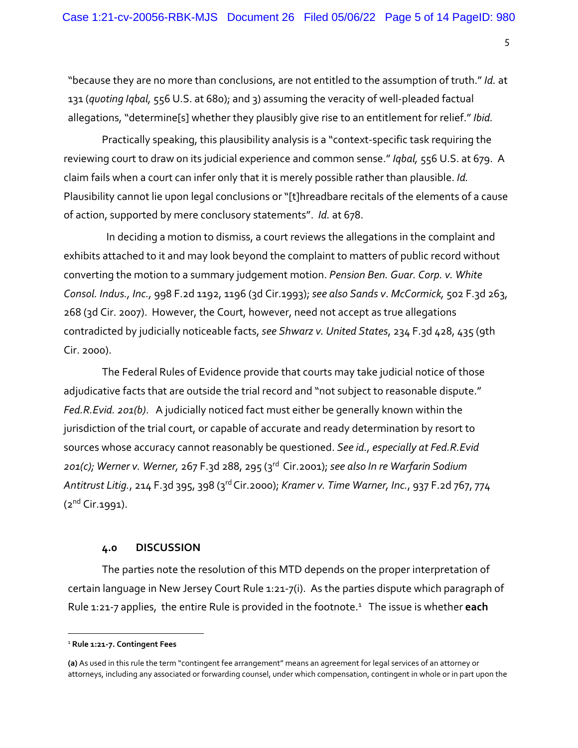"because they are no more than conclusions, are not entitled to the assumption of truth." *Id.* at 131 (*quoting Iqbal,* 556 U.S. at 680); and 3) assuming the veracity of well-pleaded factual allegations, "determine[s] whether they plausibly give rise to an entitlement for relief." *Ibid.*

Practically speaking, this plausibility analysis is a "context-specific task requiring the reviewing court to draw on its judicial experience and common sense." *Iqbal,* 556 U.S. at 679. A claim fails when a court can infer only that it is merely possible rather than plausible. *Id.* Plausibility cannot lie upon legal conclusions or "[t]hreadbare recitals of the elements of a cause of action, supported by mere conclusory statements". *Id.* at 678.

In deciding a motion to dismiss, a court reviews the allegations in the complaint and exhibits attached to it and may look beyond the complaint to matters of public record without converting the motion to a summary judgement motion. *Pension Ben. Guar. Corp. v. White Consol. Indus., Inc.,* 998 F.2d 1192, 1196 (3d Cir.1993); *see also Sands v. McCormick,* 502 F.3d 263, 268 (3d Cir. 2007). However, the Court, however, need not accept as true allegations contradicted by judicially noticeable facts, *see Shwarz v. United States*, 234 F.3d 428, 435 (9th Cir. 2000).

The Federal Rules of Evidence provide that courts may take judicial notice of those adjudicative facts that are outside the trial record and "not subject to reasonable dispute." *Fed.R.Evid. 201(b)*. A judicially noticed fact must either be generally known within the jurisdiction of the trial court, or capable of accurate and ready determination by resort to sources whose accuracy cannot reasonably be questioned. *See id., especially at Fed.R.Evid 201(c); Werner v. Werner,* 267 F.3d 288, 295 (3rd Cir.2001); *see also In re Warfarin Sodium Antitrust Litig.*, 214 F.3d 395, 398 (3rd Cir.2000); *Kramer v. Time Warner, Inc.*, 937 F.2d 767, 774 (2nd Cir.1991).

## 4.0 DISCUSSION

The parties note the resolution of this MTD depends on the proper interpretation of certain language in New Jersey Court Rule 1:21-7(i). As the parties dispute which paragraph of Rule 1:21-7 applies, the entire Rule is provided in the footnote.[1] The issue is whether **each**

---

[1] **Rule 1:21-7. Contingent Fees**

**(a)** As used in this rule the term "contingent fee arrangement" means an agreement for legal services of an attorney or attorneys, including any associated or forwarding counsel, under which compensation, contingent in whole or in part upon the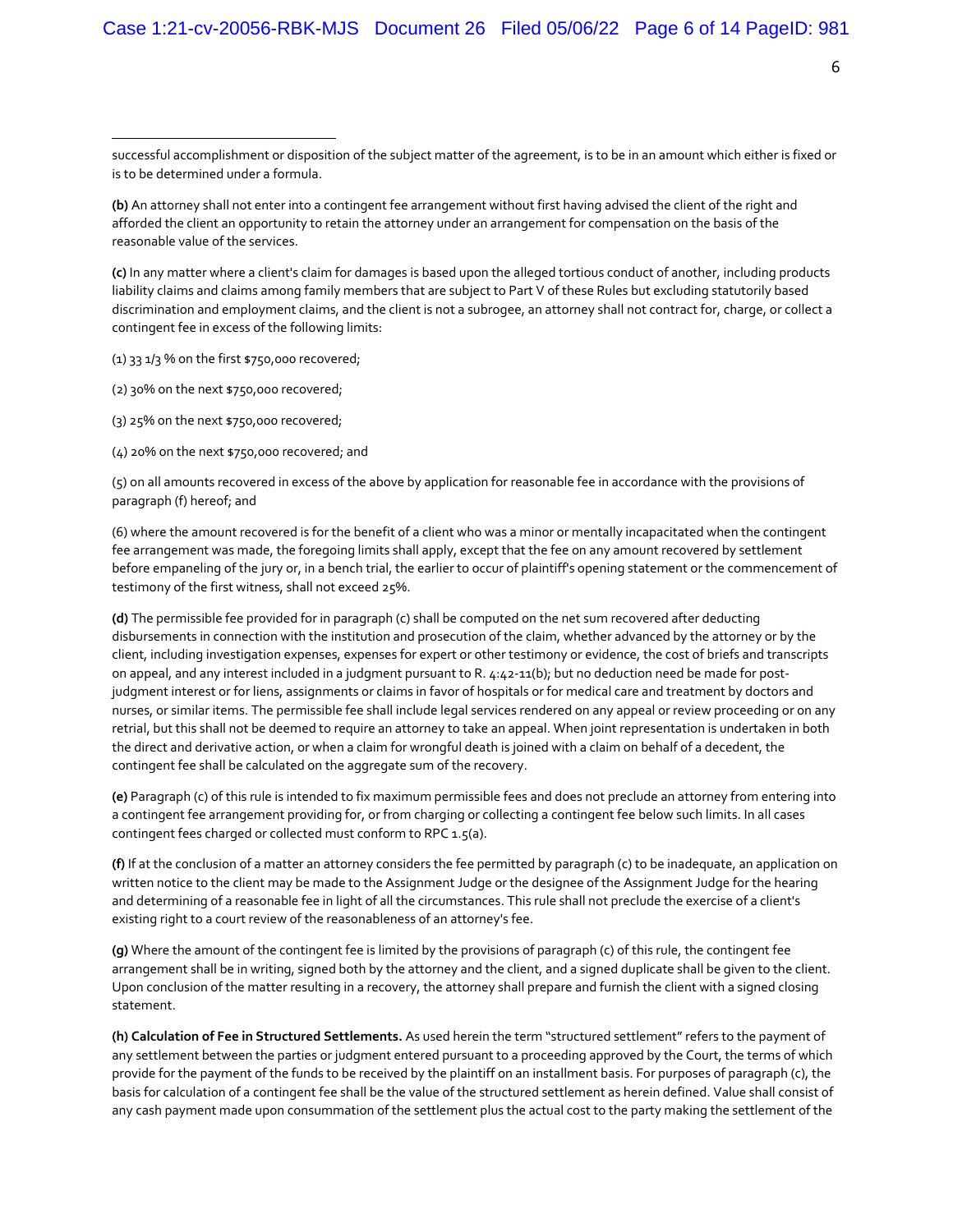successful accomplishment or disposition of the subject matter of the agreement, is to be in an amount which either is fixed or is to be determined under a formula.

**(b)** An attorney shall not enter into a contingent fee arrangement without first having advised the client of the right and afforded the client an opportunity to retain the attorney under an arrangement for compensation on the basis of the reasonable value of the services.

**(c)** In any matter where a client's claim for damages is based upon the alleged tortious conduct of another, including products liability claims and claims among family members that are subject to Part V of these Rules but excluding statutorily based discrimination and employment claims, and the client is not a subrogee, an attorney shall not contract for, charge, or collect a contingent fee in excess of the following limits:

(1) 33 1/3 % on the first $750,000 recovered;

(2) 30% on the next $750,000 recovered;

(3) 25% on the next $750,000 recovered;

(4) 20% on the next $750,000 recovered; and

(5) on all amounts recovered in excess of the above by application for reasonable fee in accordance with the provisions of paragraph (f) hereof; and

(6) where the amount recovered is for the benefit of a client who was a minor or mentally incapacitated when the contingent fee arrangement was made, the foregoing limits shall apply, except that the fee on any amount recovered by settlement before empaneling of the jury or, in a bench trial, the earlier to occur of plaintiff's opening statement or the commencement of testimony of the first witness, shall not exceed 25%.

**(d)** The permissible fee provided for in paragraph (c) shall be computed on the net sum recovered after deducting disbursements in connection with the institution and prosecution of the claim, whether advanced by the attorney or by the client, including investigation expenses, expenses for expert or other testimony or evidence, the cost of briefs and transcripts on appeal, and any interest included in a judgment pursuant to R. 4:42-11(b); but no deduction need be made for post-judgment interest or for liens, assignments or claims in favor of hospitals or for medical care and treatment by doctors and nurses, or similar items. The permissible fee shall include legal services rendered on any appeal or review proceeding or on any retrial, but this shall not be deemed to require an attorney to take an appeal. When joint representation is undertaken in both the direct and derivative action, or when a claim for wrongful death is joined with a claim on behalf of a decedent, the contingent fee shall be calculated on the aggregate sum of the recovery.

**(e)** Paragraph (c) of this rule is intended to fix maximum permissible fees and does not preclude an attorney from entering into a contingent fee arrangement providing for, or from charging or collecting a contingent fee below such limits. In all cases contingent fees charged or collected must conform to RPC 1.5(a).

**(f)** If at the conclusion of a matter an attorney considers the fee permitted by paragraph (c) to be inadequate, an application on written notice to the client may be made to the Assignment Judge or the designee of the Assignment Judge for the hearing and determining of a reasonable fee in light of all the circumstances. This rule shall not preclude the exercise of a client's existing right to a court review of the reasonableness of an attorney's fee.

**(g)** Where the amount of the contingent fee is limited by the provisions of paragraph (c) of this rule, the contingent fee arrangement shall be in writing, signed both by the attorney and the client, and a signed duplicate shall be given to the client. Upon conclusion of the matter resulting in a recovery, the attorney shall prepare and furnish the client with a signed closing statement.

**(h) Calculation of Fee in Structured Settlements.** As used herein the term "structured settlement" refers to the payment of any settlement between the parties or judgment entered pursuant to a proceeding approved by the Court, the terms of which provide for the payment of the funds to be received by the plaintiff on an installment basis. For purposes of paragraph (c), the basis for calculation of a contingent fee shall be the value of the structured settlement as herein defined. Value shall consist of any cash payment made upon consummation of the settlement plus the actual cost to the party making the settlement of the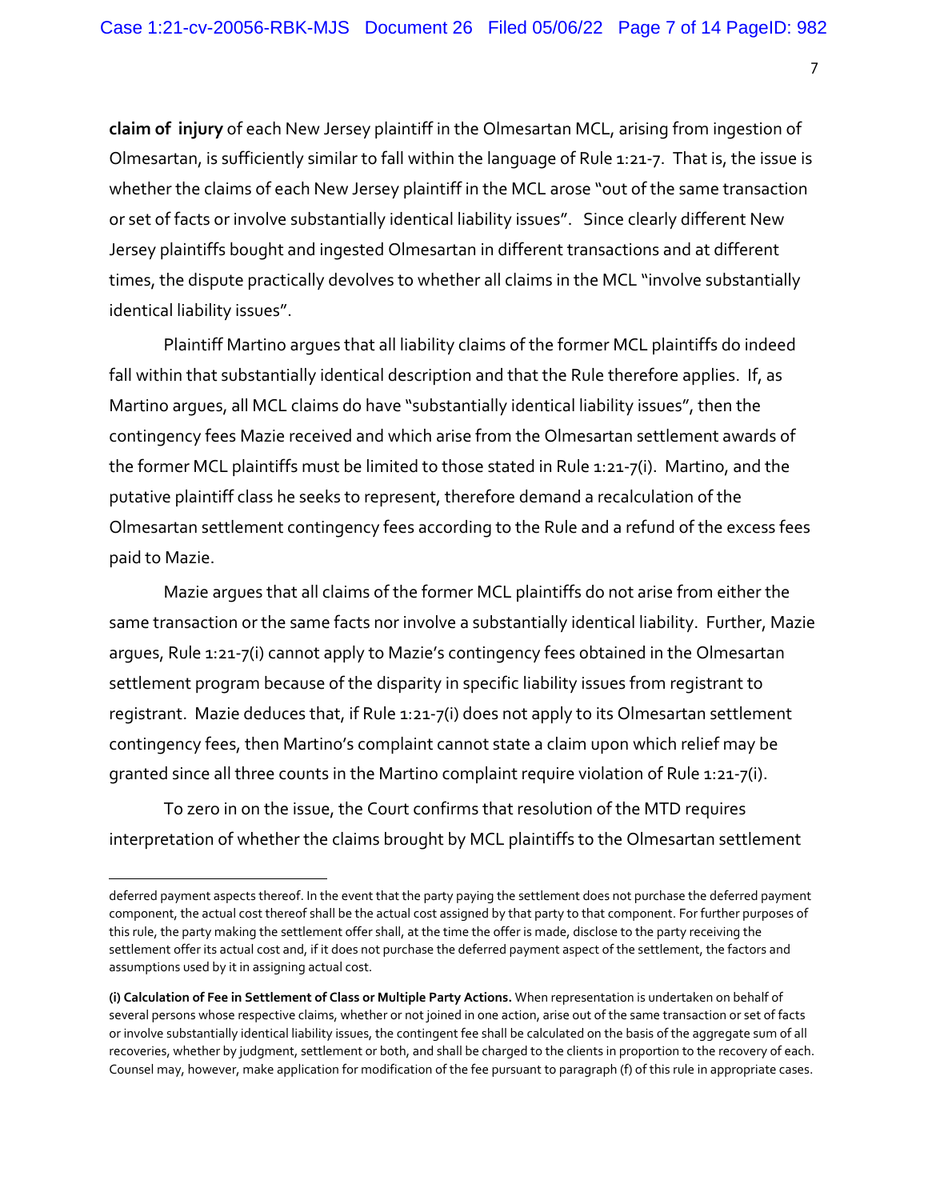**claim of injury** of each New Jersey plaintiff in the Olmesartan MCL, arising from ingestion of Olmesartan, is sufficiently similar to fall within the language of Rule 1:21-7. That is, the issue is whether the claims of each New Jersey plaintiff in the MCL arose "out of the same transaction or set of facts or involve substantially identical liability issues". Since clearly different New Jersey plaintiffs bought and ingested Olmesartan in different transactions and at different times, the dispute practically devolves to whether all claims in the MCL "involve substantially identical liability issues".

Plaintiff Martino argues that all liability claims of the former MCL plaintiffs do indeed fall within that substantially identical description and that the Rule therefore applies. If, as Martino argues, all MCL claims do have "substantially identical liability issues", then the contingency fees Mazie received and which arise from the Olmesartan settlement awards of the former MCL plaintiffs must be limited to those stated in Rule 1:21-7(i). Martino, and the putative plaintiff class he seeks to represent, therefore demand a recalculation of the Olmesartan settlement contingency fees according to the Rule and a refund of the excess fees paid to Mazie.

Mazie argues that all claims of the former MCL plaintiffs do not arise from either the same transaction or the same facts nor involve a substantially identical liability. Further, Mazie argues, Rule 1:21-7(i) cannot apply to Mazie's contingency fees obtained in the Olmesartan settlement program because of the disparity in specific liability issues from registrant to registrant. Mazie deduces that, if Rule 1:21-7(i) does not apply to its Olmesartan settlement contingency fees, then Martino's complaint cannot state a claim upon which relief may be granted since all three counts in the Martino complaint require violation of Rule 1:21-7(i).

To zero in on the issue, the Court confirms that resolution of the MTD requires interpretation of whether the claims brought by MCL plaintiffs to the Olmesartan settlement

---

deferred payment aspects thereof. In the event that the party paying the settlement does not purchase the deferred payment component, the actual cost thereof shall be the actual cost assigned by that party to that component. For further purposes of this rule, the party making the settlement offer shall, at the time the offer is made, disclose to the party receiving the settlement offer its actual cost and, if it does not purchase the deferred payment aspect of the settlement, the factors and assumptions used by it in assigning actual cost.

**(i) Calculation of Fee in Settlement of Class or Multiple Party Actions.** When representation is undertaken on behalf of several persons whose respective claims, whether or not joined in one action, arise out of the same transaction or set of facts or involve substantially identical liability issues, the contingent fee shall be calculated on the basis of the aggregate sum of all recoveries, whether by judgment, settlement or both, and shall be charged to the clients in proportion to the recovery of each. Counsel may, however, make application for modification of the fee pursuant to paragraph (f) of this rule in appropriate cases.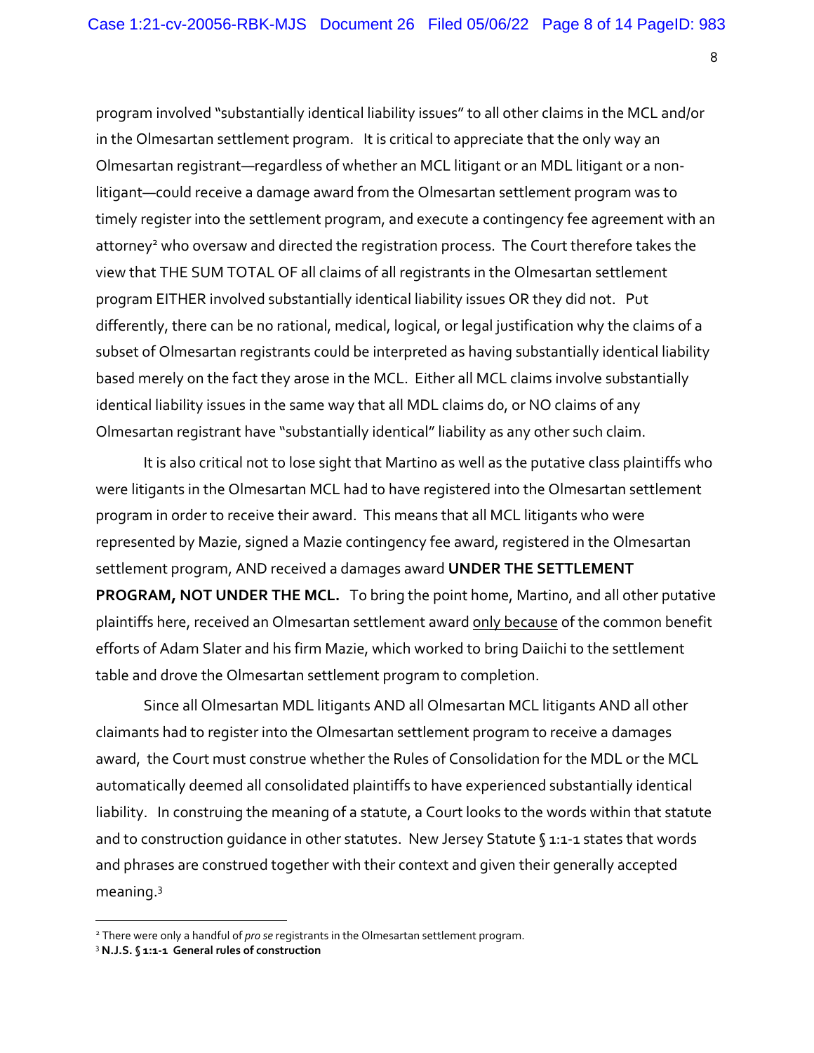program involved "substantially identical liability issues" to all other claims in the MCL and/or in the Olmesartan settlement program. It is critical to appreciate that the only way an Olmesartan registrant—regardless of whether an MCL litigant or an MDL litigant or a non-litigant—could receive a damage award from the Olmesartan settlement program was to timely register into the settlement program, and execute a contingency fee agreement with an attorney[2] who oversaw and directed the registration process. The Court therefore takes the view that THE SUM TOTAL OF all claims of all registrants in the Olmesartan settlement program EITHER involved substantially identical liability issues OR they did not. Put differently, there can be no rational, medical, logical, or legal justification why the claims of a subset of Olmesartan registrants could be interpreted as having substantially identical liability based merely on the fact they arose in the MCL. Either all MCL claims involve substantially identical liability issues in the same way that all MDL claims do, or NO claims of any Olmesartan registrant have "substantially identical" liability as any other such claim.

It is also critical not to lose sight that Martino as well as the putative class plaintiffs who were litigants in the Olmesartan MCL had to have registered into the Olmesartan settlement program in order to receive their award. This means that all MCL litigants who were represented by Mazie, signed a Mazie contingency fee award, registered in the Olmesartan settlement program, AND received a damages award **UNDER THE SETTLEMENT PROGRAM, NOT UNDER THE MCL.** To bring the point home, Martino, and all other putative plaintiffs here, received an Olmesartan settlement award <u>only because</u> of the common benefit efforts of Adam Slater and his firm Mazie, which worked to bring Daiichi to the settlement table and drove the Olmesartan settlement program to completion.

Since all Olmesartan MDL litigants AND all Olmesartan MCL litigants AND all other claimants had to register into the Olmesartan settlement program to receive a damages award, the Court must construe whether the Rules of Consolidation for the MDL or the MCL automatically deemed all consolidated plaintiffs to have experienced substantially identical liability. In construing the meaning of a statute, a Court looks to the words within that statute and to construction guidance in other statutes. New Jersey Statute § 1:1-1 states that words and phrases are construed together with their context and given their generally accepted meaning.[3]

---

[2] There were only a handful of *pro se* registrants in the Olmesartan settlement program.

[3] **N.J.S. § 1:1-1 General rules of construction**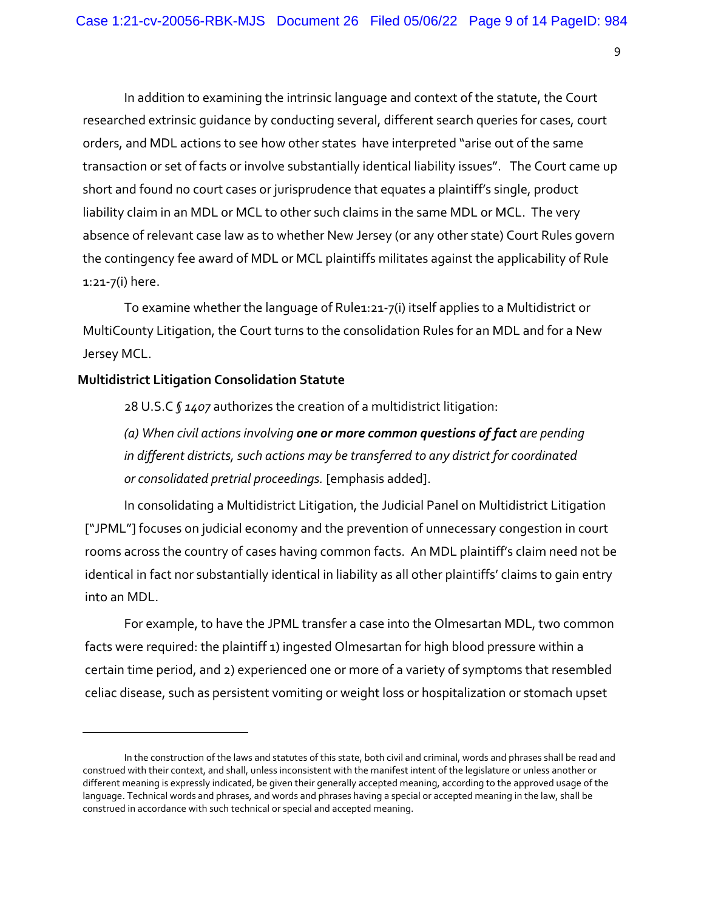In addition to examining the intrinsic language and context of the statute, the Court researched extrinsic guidance by conducting several, different search queries for cases, court orders, and MDL actions to see how other states have interpreted "arise out of the same transaction or set of facts or involve substantially identical liability issues". The Court came up short and found no court cases or jurisprudence that equates a plaintiff's single, product liability claim in an MDL or MCL to other such claims in the same MDL or MCL. The very absence of relevant case law as to whether New Jersey (or any other state) Court Rules govern the contingency fee award of MDL or MCL plaintiffs militates against the applicability of Rule 1:21-7(i) here.

To examine whether the language of Rule1:21-7(i) itself applies to a Multidistrict or MultiCounty Litigation, the Court turns to the consolidation Rules for an MDL and for a New Jersey MCL.

**Multidistrict Litigation Consolidation Statute**

28 U.S.C *§ 1407* authorizes the creation of a multidistrict litigation:

> *(a) When civil actions involving **one or more common questions of fact** are pending in different districts, such actions may be transferred to any district for coordinated or consolidated pretrial proceedings.* [emphasis added].

In consolidating a Multidistrict Litigation, the Judicial Panel on Multidistrict Litigation ["JPML"] focuses on judicial economy and the prevention of unnecessary congestion in court rooms across the country of cases having common facts. An MDL plaintiff's claim need not be identical in fact nor substantially identical in liability as all other plaintiffs' claims to gain entry into an MDL.

For example, to have the JPML transfer a case into the Olmesartan MDL, two common facts were required: the plaintiff 1) ingested Olmesartan for high blood pressure within a certain time period, and 2) experienced one or more of a variety of symptoms that resembled celiac disease, such as persistent vomiting or weight loss or hospitalization or stomach upset

---

In the construction of the laws and statutes of this state, both civil and criminal, words and phrases shall be read and construed with their context, and shall, unless inconsistent with the manifest intent of the legislature or unless another or different meaning is expressly indicated, be given their generally accepted meaning, according to the approved usage of the language. Technical words and phrases, and words and phrases having a special or accepted meaning in the law, shall be construed in accordance with such technical or special and accepted meaning.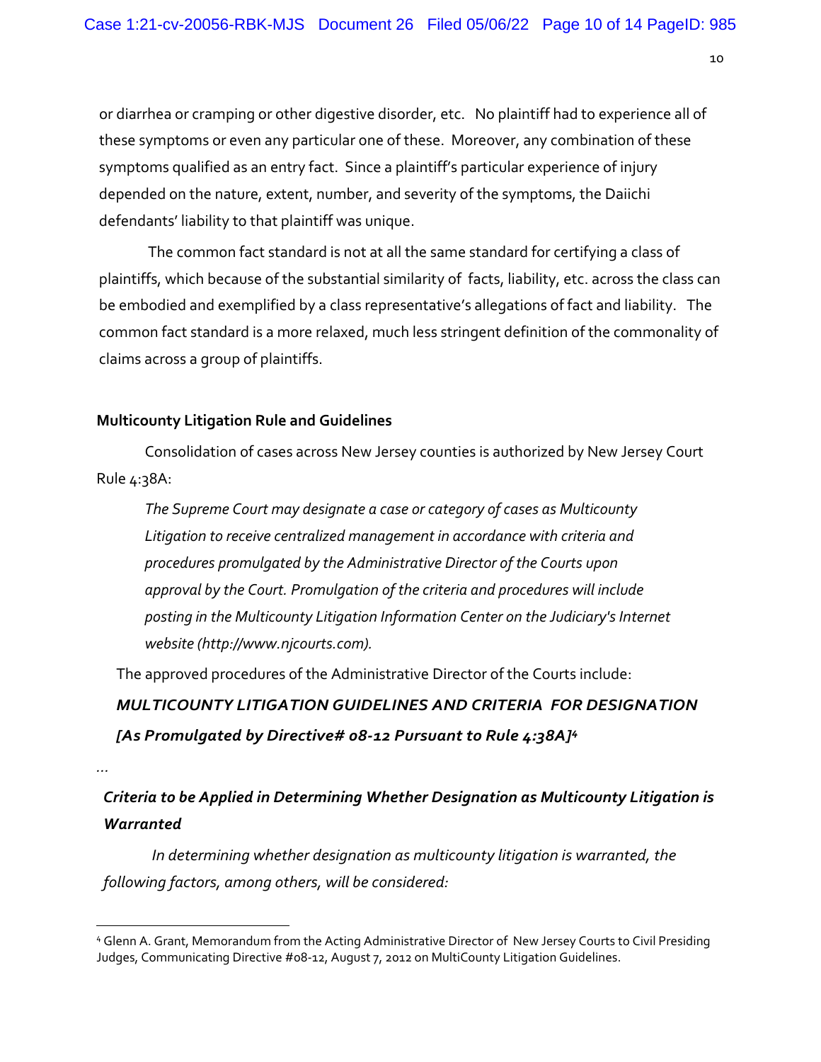or diarrhea or cramping or other digestive disorder, etc. No plaintiff had to experience all of these symptoms or even any particular one of these. Moreover, any combination of these symptoms qualified as an entry fact. Since a plaintiff's particular experience of injury depended on the nature, extent, number, and severity of the symptoms, the Daiichi defendants' liability to that plaintiff was unique.

The common fact standard is not at all the same standard for certifying a class of plaintiffs, which because of the substantial similarity of facts, liability, etc. across the class can be embodied and exemplified by a class representative's allegations of fact and liability. The common fact standard is a more relaxed, much less stringent definition of the commonality of claims across a group of plaintiffs.

**Multicounty Litigation Rule and Guidelines**

Consolidation of cases across New Jersey counties is authorized by New Jersey Court Rule 4:38A:

> *The Supreme Court may designate a case or category of cases as Multicounty Litigation to receive centralized management in accordance with criteria and procedures promulgated by the Administrative Director of the Courts upon approval by the Court. Promulgation of the criteria and procedures will include posting in the Multicounty Litigation Information Center on the Judiciary's Internet website (http://www.njcourts.com).*

The approved procedures of the Administrative Director of the Courts include:

***MULTICOUNTY LITIGATION GUIDELINES AND CRITERIA FOR DESIGNATION [As Promulgated by Directive# 08-12 Pursuant to Rule 4:38A][4]***

...

***Criteria to be Applied in Determining Whether Designation as Multicounty Litigation is Warranted***

*In determining whether designation as multicounty litigation is warranted, the following factors, among others, will be considered:*

---

[4] Glenn A. Grant, Memorandum from the Acting Administrative Director of New Jersey Courts to Civil Presiding Judges, Communicating Directive #08-12, August 7, 2012 on MultiCounty Litigation Guidelines.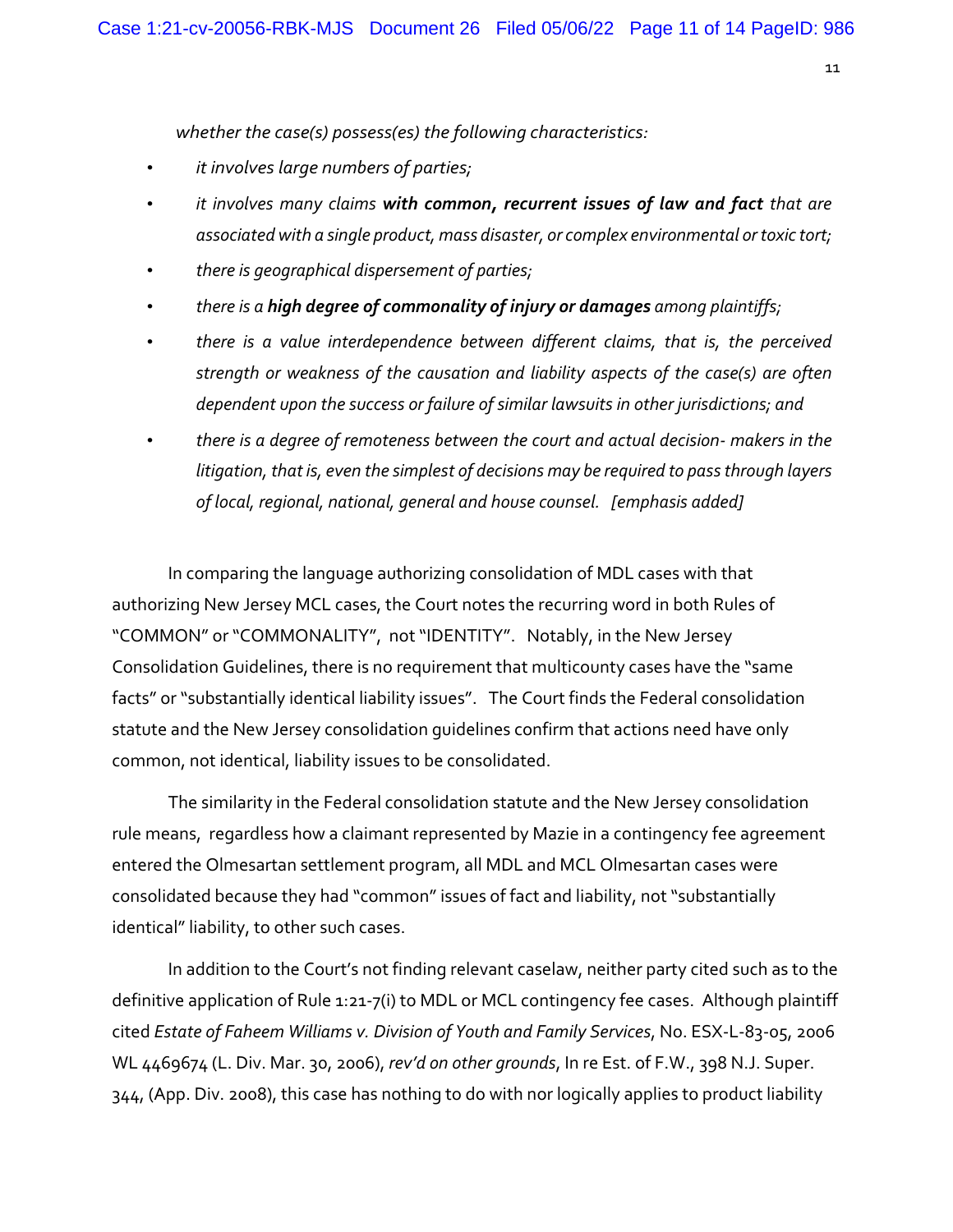*whether the case(s) possess(es) the following characteristics:*

- *it involves large numbers of parties;*
- *it involves many claims* ***with common, recurrent issues of law and fact*** *that are associated with a single product, mass disaster, or complex environmental or toxic tort;*
- *there is geographical dispersement of parties;*
- *there is a* ***high degree of commonality of injury or damages*** *among plaintiffs;*
- *there is a value interdependence between different claims, that is, the perceived strength or weakness of the causation and liability aspects of the case(s) are often dependent upon the success or failure of similar lawsuits in other jurisdictions; and*
- *there is a degree of remoteness between the court and actual decision- makers in the litigation, that is, even the simplest of decisions may be required to pass through layers of local, regional, national, general and house counsel. [emphasis added]*

In comparing the language authorizing consolidation of MDL cases with that authorizing New Jersey MCL cases, the Court notes the recurring word in both Rules of "COMMON" or "COMMONALITY", not "IDENTITY". Notably, in the New Jersey Consolidation Guidelines, there is no requirement that multicounty cases have the "same facts" or "substantially identical liability issues". The Court finds the Federal consolidation statute and the New Jersey consolidation guidelines confirm that actions need have only common, not identical, liability issues to be consolidated.

The similarity in the Federal consolidation statute and the New Jersey consolidation rule means, regardless how a claimant represented by Mazie in a contingency fee agreement entered the Olmesartan settlement program, all MDL and MCL Olmesartan cases were consolidated because they had "common" issues of fact and liability, not "substantially identical" liability, to other such cases.

In addition to the Court's not finding relevant caselaw, neither party cited such as to the definitive application of Rule 1:21-7(i) to MDL or MCL contingency fee cases. Although plaintiff cited *Estate of Faheem Williams v. Division of Youth and Family Services*, No. ESX-L-83-05, 2006 WL 4469674 (L. Div. Mar. 30, 2006), *rev'd on other grounds*, In re Est. of F.W., 398 N.J. Super. 344, (App. Div. 2008), this case has nothing to do with nor logically applies to product liability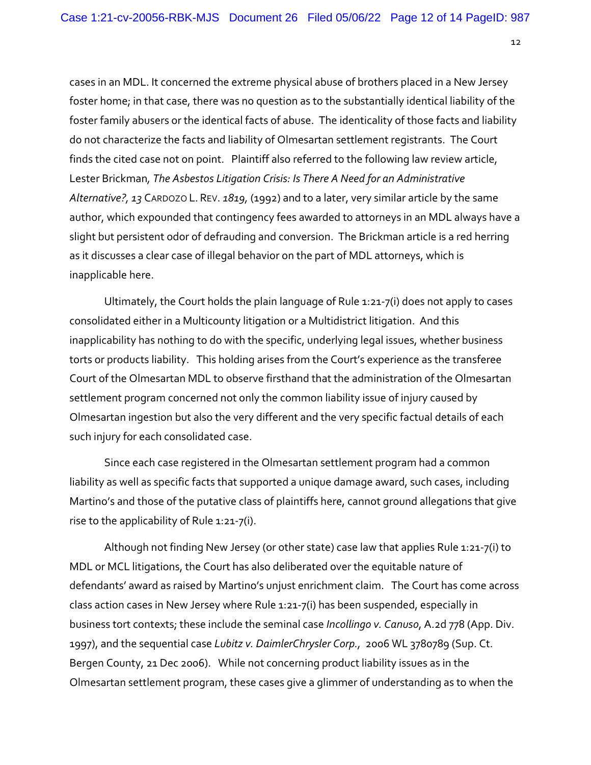cases in an MDL. It concerned the extreme physical abuse of brothers placed in a New Jersey foster home; in that case, there was no question as to the substantially identical liability of the foster family abusers or the identical facts of abuse. The identicality of those facts and liability do not characterize the facts and liability of Olmesartan settlement registrants. The Court finds the cited case not on point. Plaintiff also referred to the following law review article, Lester Brickman, *The Asbestos Litigation Crisis: Is There A Need for an Administrative Alternative?*, *13* CARDOZO L. REV. *1819*, (1992) and to a later, very similar article by the same author, which expounded that contingency fees awarded to attorneys in an MDL always have a slight but persistent odor of defrauding and conversion. The Brickman article is a red herring as it discusses a clear case of illegal behavior on the part of MDL attorneys, which is inapplicable here.

Ultimately, the Court holds the plain language of Rule 1:21-7(i) does not apply to cases consolidated either in a Multicounty litigation or a Multidistrict litigation. And this inapplicability has nothing to do with the specific, underlying legal issues, whether business torts or products liability. This holding arises from the Court's experience as the transferee Court of the Olmesartan MDL to observe firsthand that the administration of the Olmesartan settlement program concerned not only the common liability issue of injury caused by Olmesartan ingestion but also the very different and the very specific factual details of each such injury for each consolidated case.

Since each case registered in the Olmesartan settlement program had a common liability as well as specific facts that supported a unique damage award, such cases, including Martino's and those of the putative class of plaintiffs here, cannot ground allegations that give rise to the applicability of Rule 1:21-7(i).

Although not finding New Jersey (or other state) case law that applies Rule 1:21-7(i) to MDL or MCL litigations, the Court has also deliberated over the equitable nature of defendants' award as raised by Martino's unjust enrichment claim. The Court has come across class action cases in New Jersey where Rule 1:21-7(i) has been suspended, especially in business tort contexts; these include the seminal case *Incollingo v. Canuso*, A.2d 778 (App. Div. 1997), and the sequential case *Lubitz v. DaimlerChrysler Corp.*, 2006 WL 3780789 (Sup. Ct. Bergen County, 21 Dec 2006). While not concerning product liability issues as in the Olmesartan settlement program, these cases give a glimmer of understanding as to when the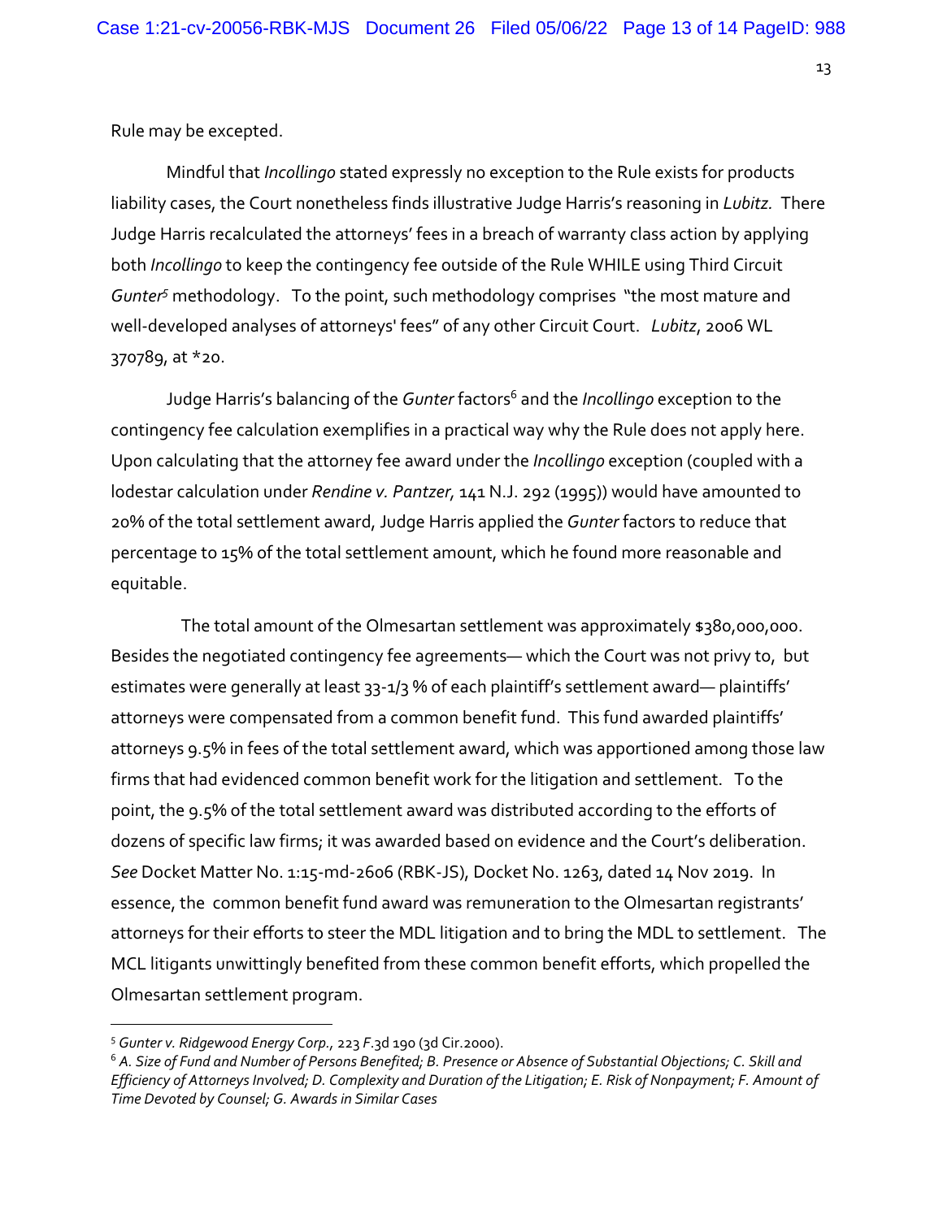Rule may be excepted.

Mindful that *Incollingo* stated expressly no exception to the Rule exists for products liability cases, the Court nonetheless finds illustrative Judge Harris's reasoning in *Lubitz.* There Judge Harris recalculated the attorneys' fees in a breach of warranty class action by applying both *Incollingo* to keep the contingency fee outside of the Rule WHILE using Third Circuit *Gunter*[5] methodology. To the point, such methodology comprises "the most mature and well-developed analyses of attorneys' fees" of any other Circuit Court. *Lubitz*, 2006 WL 370789, at *20.

Judge Harris's balancing of the *Gunter* factors[6] and the *Incollingo* exception to the contingency fee calculation exemplifies in a practical way why the Rule does not apply here. Upon calculating that the attorney fee award under the *Incollingo* exception (coupled with a lodestar calculation under *Rendine v. Pantzer,* 141 N.J. 292 (1995)) would have amounted to 20% of the total settlement award, Judge Harris applied the *Gunter* factors to reduce that percentage to 15% of the total settlement amount, which he found more reasonable and equitable.

The total amount of the Olmesartan settlement was approximately $380,000,000. Besides the negotiated contingency fee agreements— which the Court was not privy to, but estimates were generally at least 33-1/3 % of each plaintiff's settlement award— plaintiffs' attorneys were compensated from a common benefit fund. This fund awarded plaintiffs' attorneys 9.5% in fees of the total settlement award, which was apportioned among those law firms that had evidenced common benefit work for the litigation and settlement. To the point, the 9.5% of the total settlement award was distributed according to the efforts of dozens of specific law firms; it was awarded based on evidence and the Court's deliberation. *See* Docket Matter No. 1:15-md-2606 (RBK-JS), Docket No. 1263, dated 14 Nov 2019. In essence, the common benefit fund award was remuneration to the Olmesartan registrants' attorneys for their efforts to steer the MDL litigation and to bring the MDL to settlement. The MCL litigants unwittingly benefited from these common benefit efforts, which propelled the Olmesartan settlement program.

---

[5] *Gunter v. Ridgewood Energy Corp.,* 223 *F*.3d 190 (3d Cir.2000).

[6] *A. Size of Fund and Number of Persons Benefited; B. Presence or Absence of Substantial Objections; C. Skill and Efficiency of Attorneys Involved; D. Complexity and Duration of the Litigation; E. Risk of Nonpayment; F. Amount of Time Devoted by Counsel; G. Awards in Similar Cases*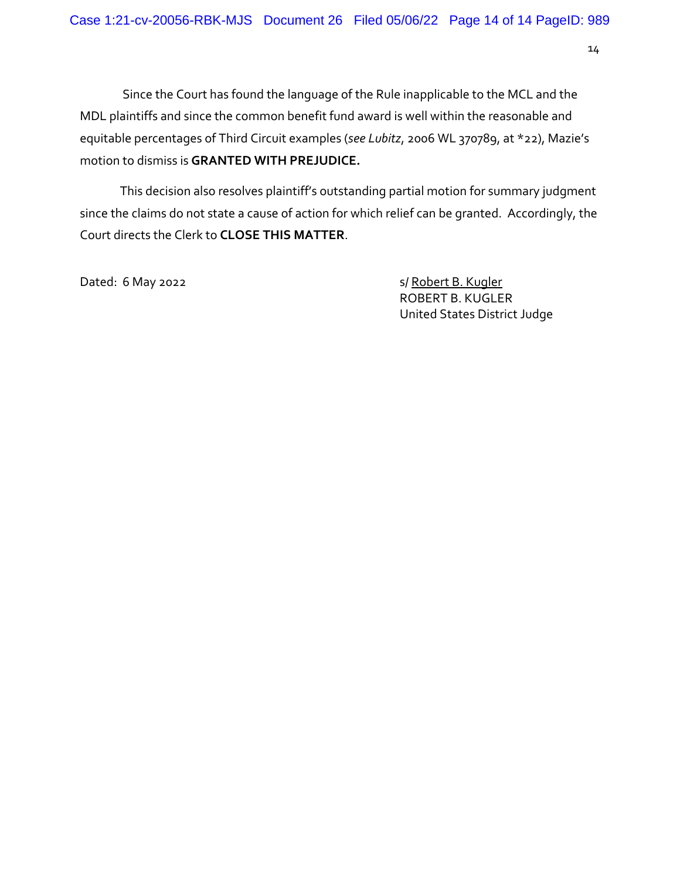Since the Court has found the language of the Rule inapplicable to the MCL and the MDL plaintiffs and since the common benefit fund award is well within the reasonable and equitable percentages of Third Circuit examples (*see Lubitz*, 2006 WL 370789, at *22), Mazie's motion to dismiss is **GRANTED WITH PREJUDICE.**

This decision also resolves plaintiff's outstanding partial motion for summary judgment since the claims do not state a cause of action for which relief can be granted. Accordingly, the Court directs the Clerk to **CLOSE THIS MATTER**.

Dated: 6 May 2022

s/ Robert B. Kugler
ROBERT B. KUGLER
United States District Judge